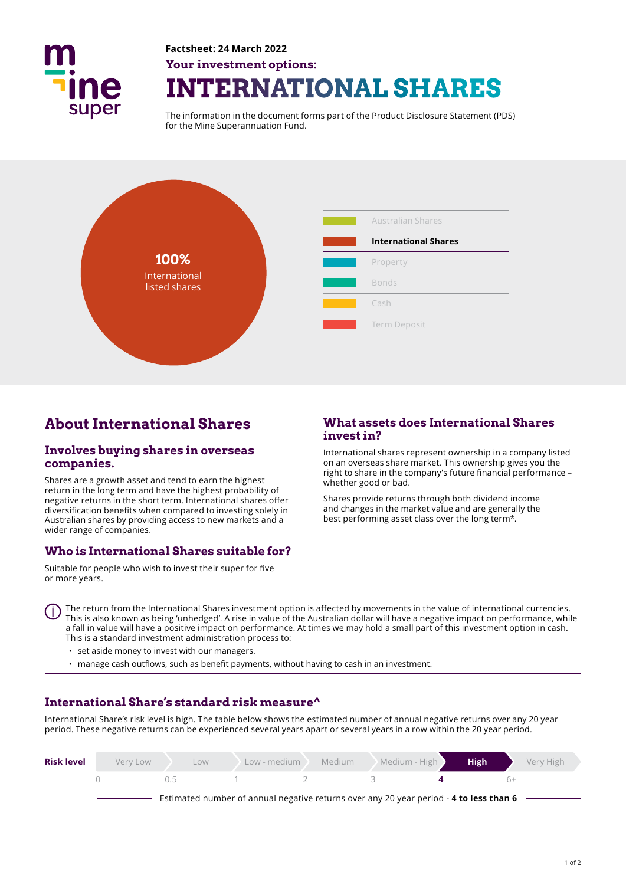Factsheet: 24 March 2022

**Your investment options:**

# INTERNATIONAL SHARES

The information in the document forms part of the Product Disclosure Statement (PDS) for the Mine Superannuation Fund.

**100%**
International listed shares

Australian Shares
**International Shares**
Property
Bonds
Cash
Term Deposit

## About International Shares

### Involves buying shares in overseas companies.

Shares are a growth asset and tend to earn the highest return in the long term and have the highest probability of negative returns in the short term. International shares offer diversification benefits when compared to investing solely in Australian shares by providing access to new markets and a wider range of companies.

### Who is International Shares suitable for?

Suitable for people who wish to invest their super for five or more years.

## What assets does International Shares invest in?

International shares represent ownership in a company listed on an overseas share market. This ownership gives you the right to share in the company's future financial performance – whether good or bad.

Shares provide returns through both dividend income and changes in the market value and are generally the best performing asset class over the long term*.

The return from the International Shares investment option is affected by movements in the value of international currencies. This is also known as being 'unhedged'. A rise in value of the Australian dollar will have a negative impact on performance, while a fall in value will have a positive impact on performance. At times we may hold a small part of this investment option in cash. This is a standard investment administration process to:

- set aside money to invest with our managers.
- manage cash outflows, such as benefit payments, without having to cash in an investment.

## International Share's standard risk measure^

International Share's risk level is high. The table below shows the estimated number of annual negative returns over any 20 year period. These negative returns can be experienced several years apart or several years in a row within the 20 year period.

| Risk level | Very Low | Low | Low - medium | Medium | Medium - High | **High** | Very High |
|---|---|---|---|---|---|---|---|
| | 0 | 0.5 | 1 | 2 | 3 | **4** | 6+ |

Estimated number of annual negative returns over any 20 year period - **4 to less than 6**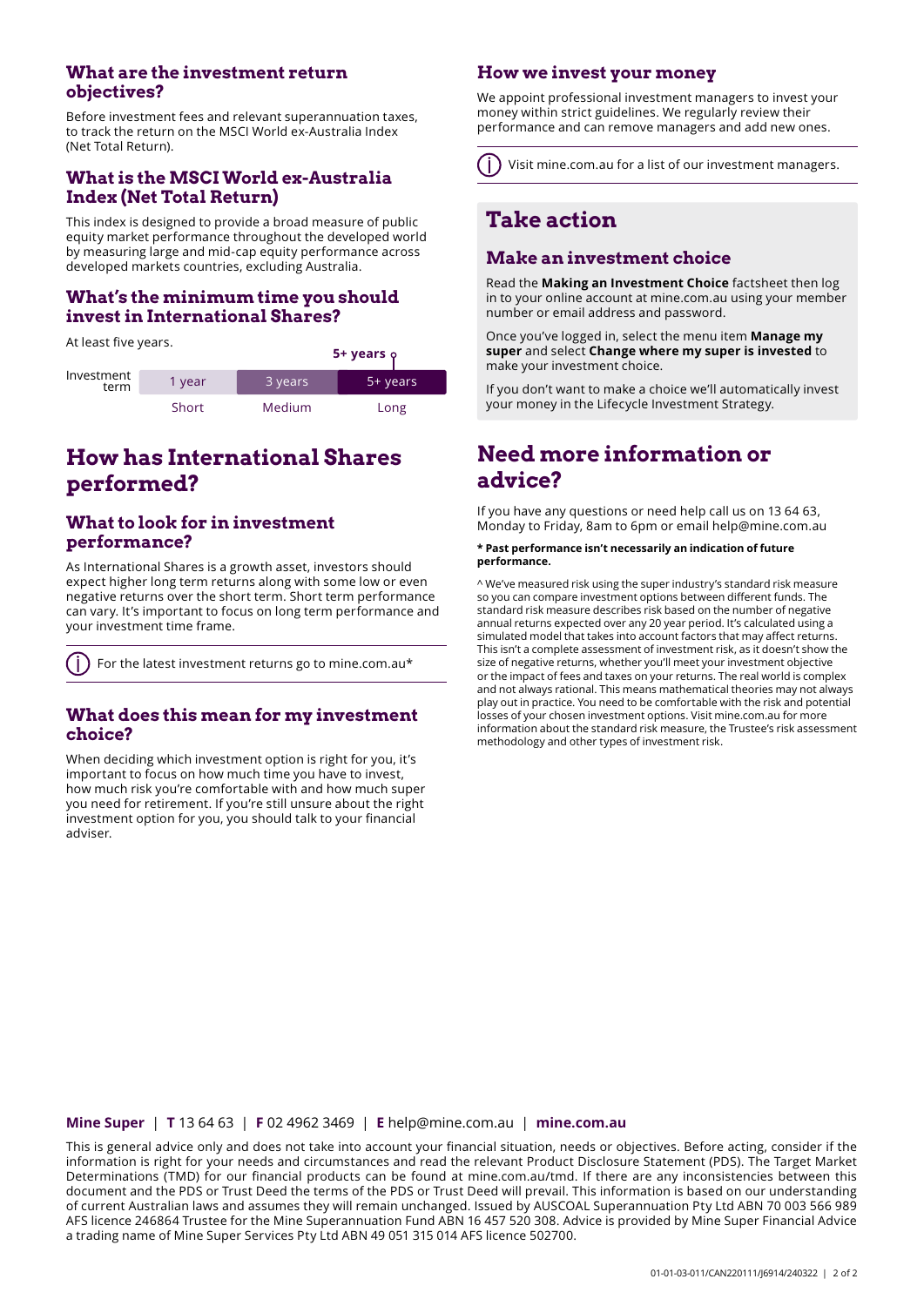## What are the investment return objectives?

Before investment fees and relevant superannuation taxes, to track the return on the MSCI World ex-Australia Index (Net Total Return).

## What is the MSCI World ex-Australia Index (Net Total Return)

This index is designed to provide a broad measure of public equity market performance throughout the developed world by measuring large and mid-cap equity performance across developed markets countries, excluding Australia.

## What's the minimum time you should invest in International Shares?

At least five years.

5+ years

Investment term: 1 year | 3 years | 5+ years

Short | Medium | Long

# How has International Shares performed?

## What to look for in investment performance?

As International Shares is a growth asset, investors should expect higher long term returns along with some low or even negative returns over the short term. Short term performance can vary. It's important to focus on long term performance and your investment time frame.

For the latest investment returns go to mine.com.au*

## What does this mean for my investment choice?

When deciding which investment option is right for you, it's important to focus on how much time you have to invest, how much risk you're comfortable with and how much super you need for retirement. If you're still unsure about the right investment option for you, you should talk to your financial adviser.

## How we invest your money

We appoint professional investment managers to invest your money within strict guidelines. We regularly review their performance and can remove managers and add new ones.

Visit mine.com.au for a list of our investment managers.

# Take action

## Make an investment choice

Read the **Making an Investment Choice** factsheet then log in to your online account at mine.com.au using your member number or email address and password.

Once you've logged in, select the menu item **Manage my super** and select **Change where my super is invested** to make your investment choice.

If you don't want to make a choice we'll automatically invest your money in the Lifecycle Investment Strategy.

# Need more information or advice?

If you have any questions or need help call us on 13 64 63, Monday to Friday, 8am to 6pm or email help@mine.com.au

**\* Past performance isn't necessarily an indication of future performance.**

^ We've measured risk using the super industry's standard risk measure so you can compare investment options between different funds. The standard risk measure describes risk based on the number of negative annual returns expected over any 20 year period. It's calculated using a simulated model that takes into account factors that may affect returns. This isn't a complete assessment of investment risk, as it doesn't show the size of negative returns, whether you'll meet your investment objective or the impact of fees and taxes on your returns. The real world is complex and not always rational. This means mathematical theories may not always play out in practice. You need to be comfortable with the risk and potential losses of your chosen investment options. Visit mine.com.au for more information about the standard risk measure, the Trustee's risk assessment methodology and other types of investment risk.

**Mine Super** | **T** 13 64 63 | **F** 02 4962 3469 | **E** help@mine.com.au | **mine.com.au**

This is general advice only and does not take into account your financial situation, needs or objectives. Before acting, consider if the information is right for your needs and circumstances and read the relevant Product Disclosure Statement (PDS). The Target Market Determinations (TMD) for our financial products can be found at mine.com.au/tmd. If there are any inconsistencies between this document and the PDS or Trust Deed the terms of the PDS or Trust Deed will prevail. This information is based on our understanding of current Australian laws and assumes they will remain unchanged. Issued by AUSCOAL Superannuation Pty Ltd ABN 70 003 566 989 AFS licence 246864 Trustee for the Mine Superannuation Fund ABN 16 457 520 308. Advice is provided by Mine Super Financial Advice a trading name of Mine Super Services Pty Ltd ABN 49 051 315 014 AFS licence 502700.

01-01-03-011/CAN220111/J6914/240322